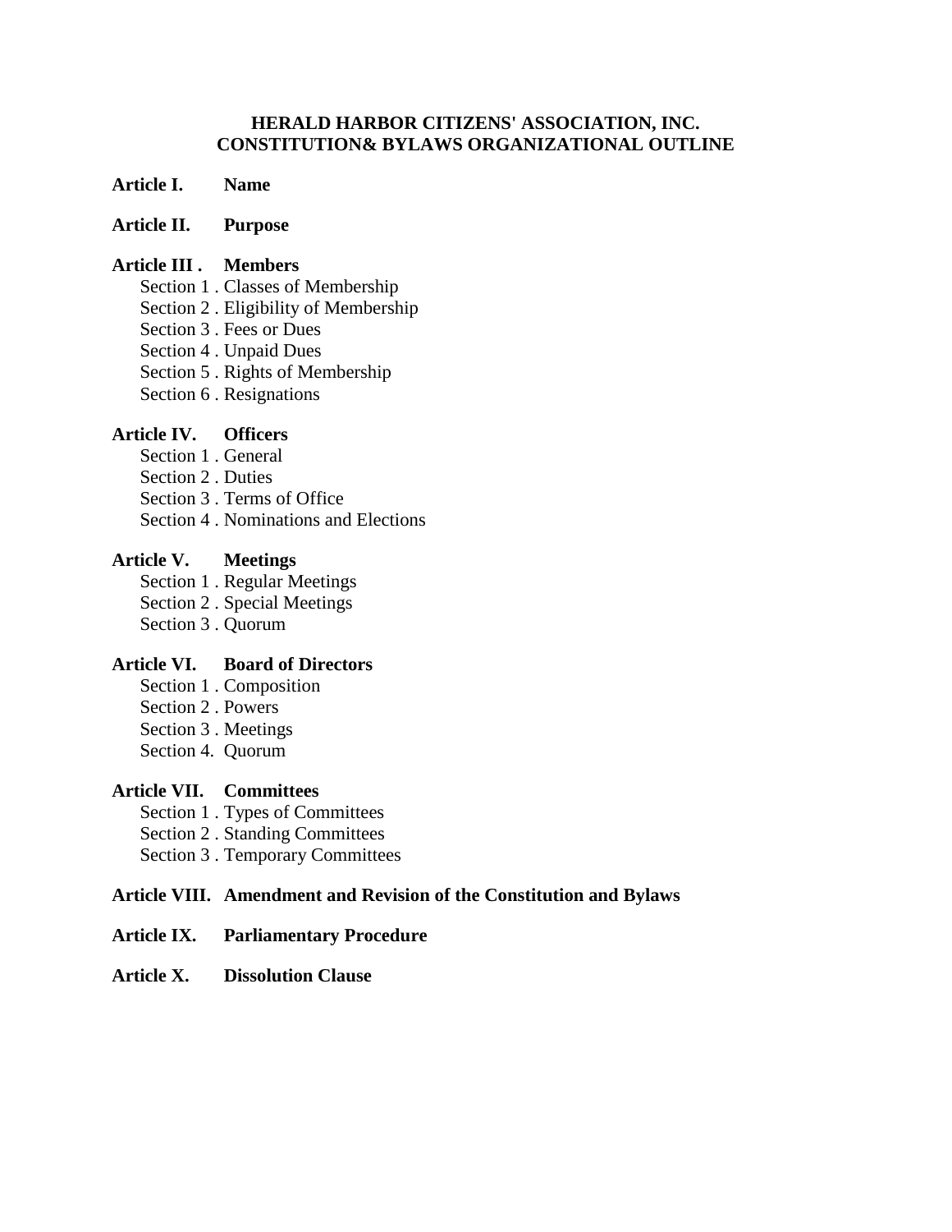# HERALD HARBOR CITIZENS' ASSOCIATION, INC.
# CONSTITUTION& BYLAWS ORGANIZATIONAL OUTLINE

**Article I. Name**

**Article II. Purpose**

**Article III . Members**

- Section 1 . Classes of Membership
- Section 2 . Eligibility of Membership
- Section 3 . Fees or Dues
- Section 4 . Unpaid Dues
- Section 5 . Rights of Membership
- Section 6 . Resignations

**Article IV. Officers**

- Section 1 . General
- Section 2 . Duties
- Section 3 . Terms of Office
- Section 4 . Nominations and Elections

**Article V. Meetings**

- Section 1 . Regular Meetings
- Section 2 . Special Meetings
- Section 3 . Quorum

**Article VI. Board of Directors**

- Section 1 . Composition
- Section 2 . Powers
- Section 3 . Meetings
- Section 4. Quorum

**Article VII. Committees**

- Section 1 . Types of Committees
- Section 2 . Standing Committees
- Section 3 . Temporary Committees

**Article VIII. Amendment and Revision of the Constitution and Bylaws**

**Article IX. Parliamentary Procedure**

**Article X. Dissolution Clause**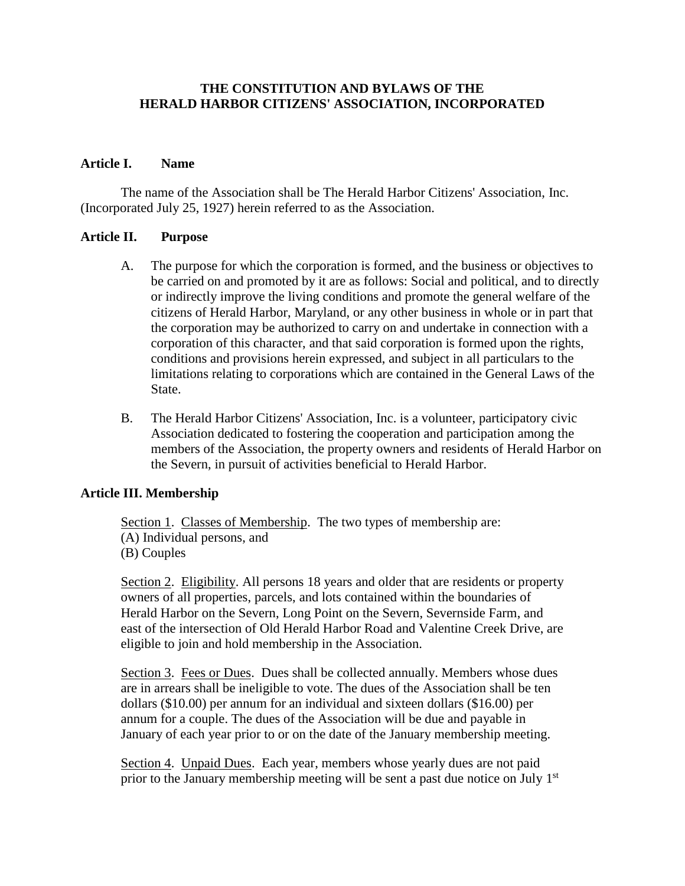# THE CONSTITUTION AND BYLAWS OF THE HERALD HARBOR CITIZENS' ASSOCIATION, INCORPORATED

## Article I. Name

The name of the Association shall be The Herald Harbor Citizens' Association, Inc. (Incorporated July 25, 1927) herein referred to as the Association.

## Article II. Purpose

A. The purpose for which the corporation is formed, and the business or objectives to be carried on and promoted by it are as follows: Social and political, and to directly or indirectly improve the living conditions and promote the general welfare of the citizens of Herald Harbor, Maryland, or any other business in whole or in part that the corporation may be authorized to carry on and undertake in connection with a corporation of this character, and that said corporation is formed upon the rights, conditions and provisions herein expressed, and subject in all particulars to the limitations relating to corporations which are contained in the General Laws of the State.

B. The Herald Harbor Citizens' Association, Inc. is a volunteer, participatory civic Association dedicated to fostering the cooperation and participation among the members of the Association, the property owners and residents of Herald Harbor on the Severn, in pursuit of activities beneficial to Herald Harbor.

## Article III. Membership

Section 1. Classes of Membership. The two types of membership are:
(A) Individual persons, and
(B) Couples

Section 2. Eligibility. All persons 18 years and older that are residents or property owners of all properties, parcels, and lots contained within the boundaries of Herald Harbor on the Severn, Long Point on the Severn, Severnside Farm, and east of the intersection of Old Herald Harbor Road and Valentine Creek Drive, are eligible to join and hold membership in the Association.

Section 3. Fees or Dues. Dues shall be collected annually. Members whose dues are in arrears shall be ineligible to vote. The dues of the Association shall be ten dollars ($10.00) per annum for an individual and sixteen dollars ($16.00) per annum for a couple. The dues of the Association will be due and payable in January of each year prior to or on the date of the January membership meeting.

Section 4. Unpaid Dues. Each year, members whose yearly dues are not paid prior to the January membership meeting will be sent a past due notice on July 1st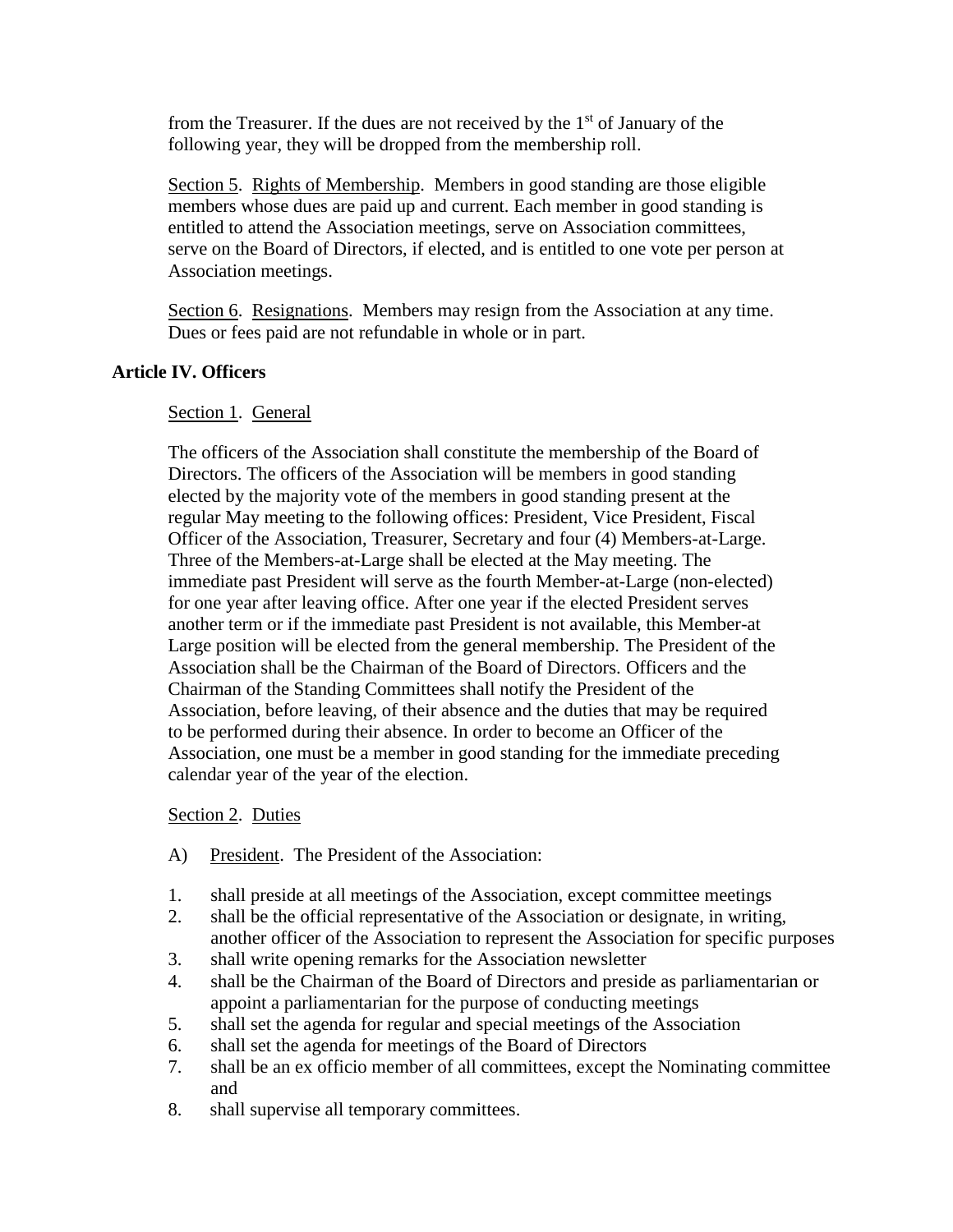from the Treasurer. If the dues are not received by the 1st of January of the following year, they will be dropped from the membership roll.

Section 5. Rights of Membership. Members in good standing are those eligible members whose dues are paid up and current. Each member in good standing is entitled to attend the Association meetings, serve on Association committees, serve on the Board of Directors, if elected, and is entitled to one vote per person at Association meetings.

Section 6. Resignations. Members may resign from the Association at any time. Dues or fees paid are not refundable in whole or in part.

## Article IV. Officers

Section 1. General

The officers of the Association shall constitute the membership of the Board of Directors. The officers of the Association will be members in good standing elected by the majority vote of the members in good standing present at the regular May meeting to the following offices: President, Vice President, Fiscal Officer of the Association, Treasurer, Secretary and four (4) Members-at-Large. Three of the Members-at-Large shall be elected at the May meeting. The immediate past President will serve as the fourth Member-at-Large (non-elected) for one year after leaving office. After one year if the elected President serves another term or if the immediate past President is not available, this Member-at Large position will be elected from the general membership. The President of the Association shall be the Chairman of the Board of Directors. Officers and the Chairman of the Standing Committees shall notify the President of the Association, before leaving, of their absence and the duties that may be required to be performed during their absence. In order to become an Officer of the Association, one must be a member in good standing for the immediate preceding calendar year of the year of the election.

Section 2. Duties

A) President. The President of the Association:

1. shall preside at all meetings of the Association, except committee meetings
2. shall be the official representative of the Association or designate, in writing, another officer of the Association to represent the Association for specific purposes
3. shall write opening remarks for the Association newsletter
4. shall be the Chairman of the Board of Directors and preside as parliamentarian or appoint a parliamentarian for the purpose of conducting meetings
5. shall set the agenda for regular and special meetings of the Association
6. shall set the agenda for meetings of the Board of Directors
7. shall be an ex officio member of all committees, except the Nominating committee and
8. shall supervise all temporary committees.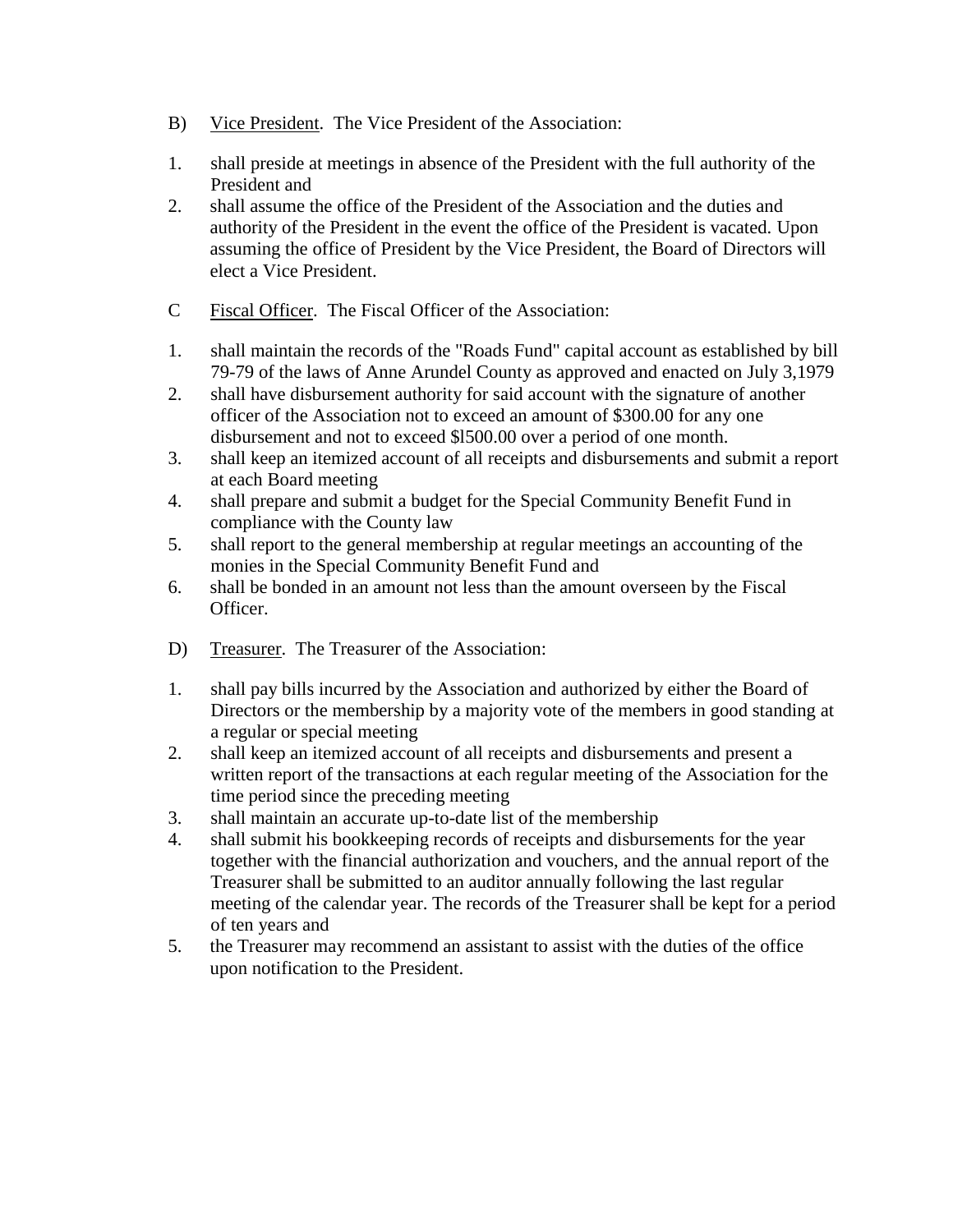B) <u>Vice President</u>. The Vice President of the Association:

1. shall preside at meetings in absence of the President with the full authority of the President and
2. shall assume the office of the President of the Association and the duties and authority of the President in the event the office of the President is vacated. Upon assuming the office of President by the Vice President, the Board of Directors will elect a Vice President.

C <u>Fiscal Officer</u>. The Fiscal Officer of the Association:

1. shall maintain the records of the "Roads Fund" capital account as established by bill 79-79 of the laws of Anne Arundel County as approved and enacted on July 3,1979
2. shall have disbursement authority for said account with the signature of another officer of the Association not to exceed an amount of $300.00 for any one disbursement and not to exceed $l500.00 over a period of one month.
3. shall keep an itemized account of all receipts and disbursements and submit a report at each Board meeting
4. shall prepare and submit a budget for the Special Community Benefit Fund in compliance with the County law
5. shall report to the general membership at regular meetings an accounting of the monies in the Special Community Benefit Fund and
6. shall be bonded in an amount not less than the amount overseen by the Fiscal Officer.

D) <u>Treasurer</u>. The Treasurer of the Association:

1. shall pay bills incurred by the Association and authorized by either the Board of Directors or the membership by a majority vote of the members in good standing at a regular or special meeting
2. shall keep an itemized account of all receipts and disbursements and present a written report of the transactions at each regular meeting of the Association for the time period since the preceding meeting
3. shall maintain an accurate up-to-date list of the membership
4. shall submit his bookkeeping records of receipts and disbursements for the year together with the financial authorization and vouchers, and the annual report of the Treasurer shall be submitted to an auditor annually following the last regular meeting of the calendar year. The records of the Treasurer shall be kept for a period of ten years and
5. the Treasurer may recommend an assistant to assist with the duties of the office upon notification to the President.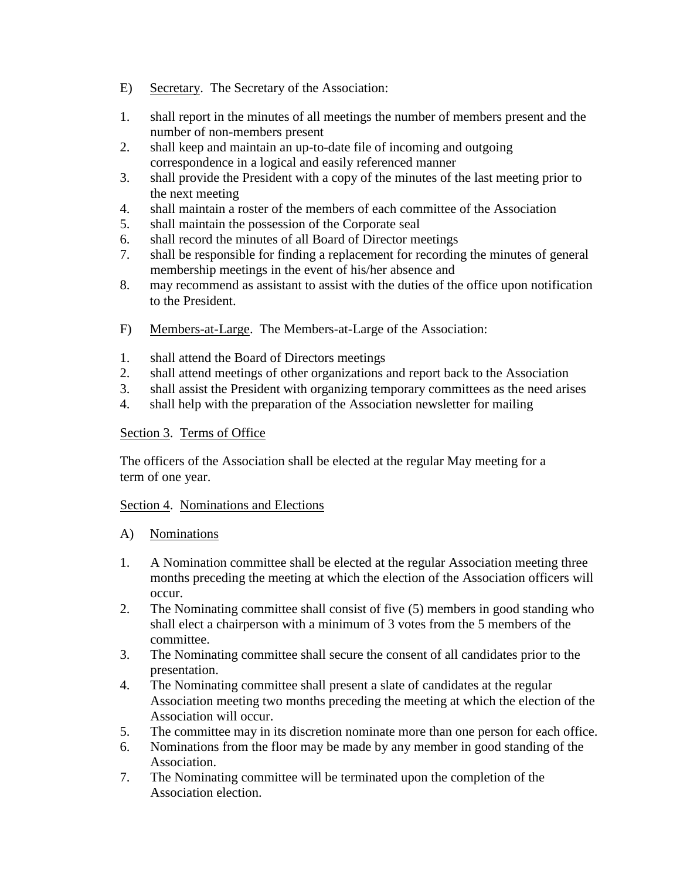E) Secretary. The Secretary of the Association:

1. shall report in the minutes of all meetings the number of members present and the number of non-members present
2. shall keep and maintain an up-to-date file of incoming and outgoing correspondence in a logical and easily referenced manner
3. shall provide the President with a copy of the minutes of the last meeting prior to the next meeting
4. shall maintain a roster of the members of each committee of the Association
5. shall maintain the possession of the Corporate seal
6. shall record the minutes of all Board of Director meetings
7. shall be responsible for finding a replacement for recording the minutes of general membership meetings in the event of his/her absence and
8. may recommend as assistant to assist with the duties of the office upon notification to the President.

F) Members-at-Large. The Members-at-Large of the Association:

1. shall attend the Board of Directors meetings
2. shall attend meetings of other organizations and report back to the Association
3. shall assist the President with organizing temporary committees as the need arises
4. shall help with the preparation of the Association newsletter for mailing

Section 3. Terms of Office

The officers of the Association shall be elected at the regular May meeting for a term of one year.

Section 4. Nominations and Elections

A) Nominations

1. A Nomination committee shall be elected at the regular Association meeting three months preceding the meeting at which the election of the Association officers will occur.
2. The Nominating committee shall consist of five (5) members in good standing who shall elect a chairperson with a minimum of 3 votes from the 5 members of the committee.
3. The Nominating committee shall secure the consent of all candidates prior to the presentation.
4. The Nominating committee shall present a slate of candidates at the regular Association meeting two months preceding the meeting at which the election of the Association will occur.
5. The committee may in its discretion nominate more than one person for each office.
6. Nominations from the floor may be made by any member in good standing of the Association.
7. The Nominating committee will be terminated upon the completion of the Association election.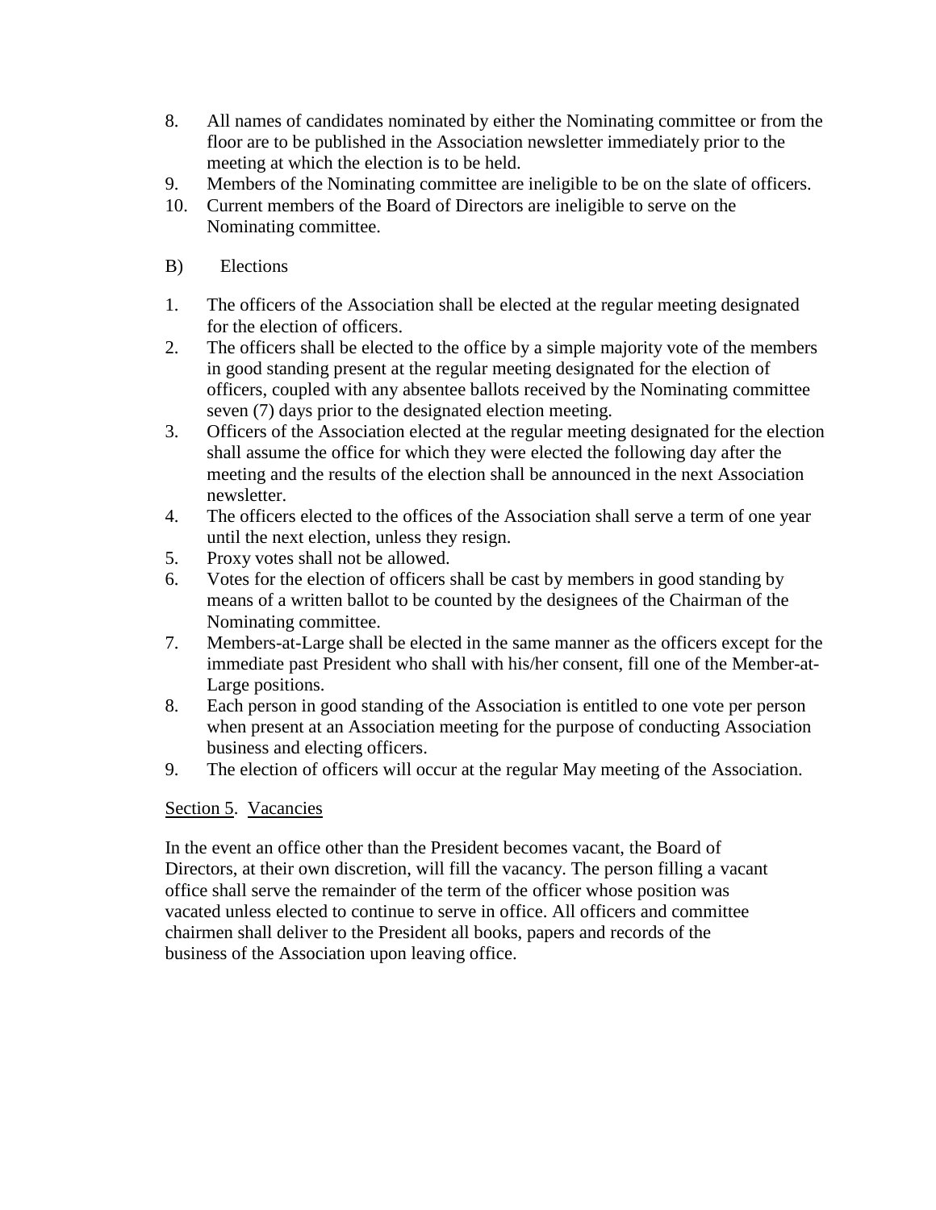8. All names of candidates nominated by either the Nominating committee or from the floor are to be published in the Association newsletter immediately prior to the meeting at which the election is to be held.
9. Members of the Nominating committee are ineligible to be on the slate of officers.
10. Current members of the Board of Directors are ineligible to serve on the Nominating committee.

B) Elections

1. The officers of the Association shall be elected at the regular meeting designated for the election of officers.
2. The officers shall be elected to the office by a simple majority vote of the members in good standing present at the regular meeting designated for the election of officers, coupled with any absentee ballots received by the Nominating committee seven (7) days prior to the designated election meeting.
3. Officers of the Association elected at the regular meeting designated for the election shall assume the office for which they were elected the following day after the meeting and the results of the election shall be announced in the next Association newsletter.
4. The officers elected to the offices of the Association shall serve a term of one year until the next election, unless they resign.
5. Proxy votes shall not be allowed.
6. Votes for the election of officers shall be cast by members in good standing by means of a written ballot to be counted by the designees of the Chairman of the Nominating committee.
7. Members-at-Large shall be elected in the same manner as the officers except for the immediate past President who shall with his/her consent, fill one of the Member-at-Large positions.
8. Each person in good standing of the Association is entitled to one vote per person when present at an Association meeting for the purpose of conducting Association business and electing officers.
9. The election of officers will occur at the regular May meeting of the Association.

<u>Section 5</u>. <u>Vacancies</u>

In the event an office other than the President becomes vacant, the Board of Directors, at their own discretion, will fill the vacancy. The person filling a vacant office shall serve the remainder of the term of the officer whose position was vacated unless elected to continue to serve in office. All officers and committee chairmen shall deliver to the President all books, papers and records of the business of the Association upon leaving office.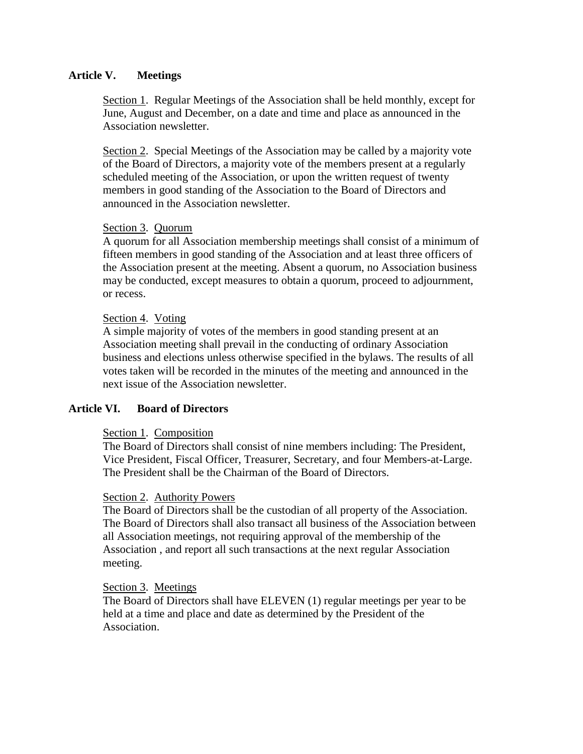## Article V. Meetings

Section 1. Regular Meetings of the Association shall be held monthly, except for June, August and December, on a date and time and place as announced in the Association newsletter.

Section 2. Special Meetings of the Association may be called by a majority vote of the Board of Directors, a majority vote of the members present at a regularly scheduled meeting of the Association, or upon the written request of twenty members in good standing of the Association to the Board of Directors and announced in the Association newsletter.

Section 3. Quorum
A quorum for all Association membership meetings shall consist of a minimum of fifteen members in good standing of the Association and at least three officers of the Association present at the meeting. Absent a quorum, no Association business may be conducted, except measures to obtain a quorum, proceed to adjournment, or recess.

Section 4. Voting
A simple majority of votes of the members in good standing present at an Association meeting shall prevail in the conducting of ordinary Association business and elections unless otherwise specified in the bylaws. The results of all votes taken will be recorded in the minutes of the meeting and announced in the next issue of the Association newsletter.

## Article VI. Board of Directors

Section 1. Composition
The Board of Directors shall consist of nine members including: The President, Vice President, Fiscal Officer, Treasurer, Secretary, and four Members-at-Large. The President shall be the Chairman of the Board of Directors.

Section 2. Authority Powers
The Board of Directors shall be the custodian of all property of the Association. The Board of Directors shall also transact all business of the Association between all Association meetings, not requiring approval of the membership of the Association , and report all such transactions at the next regular Association meeting.

Section 3. Meetings
The Board of Directors shall have ELEVEN (1) regular meetings per year to be held at a time and place and date as determined by the President of the Association.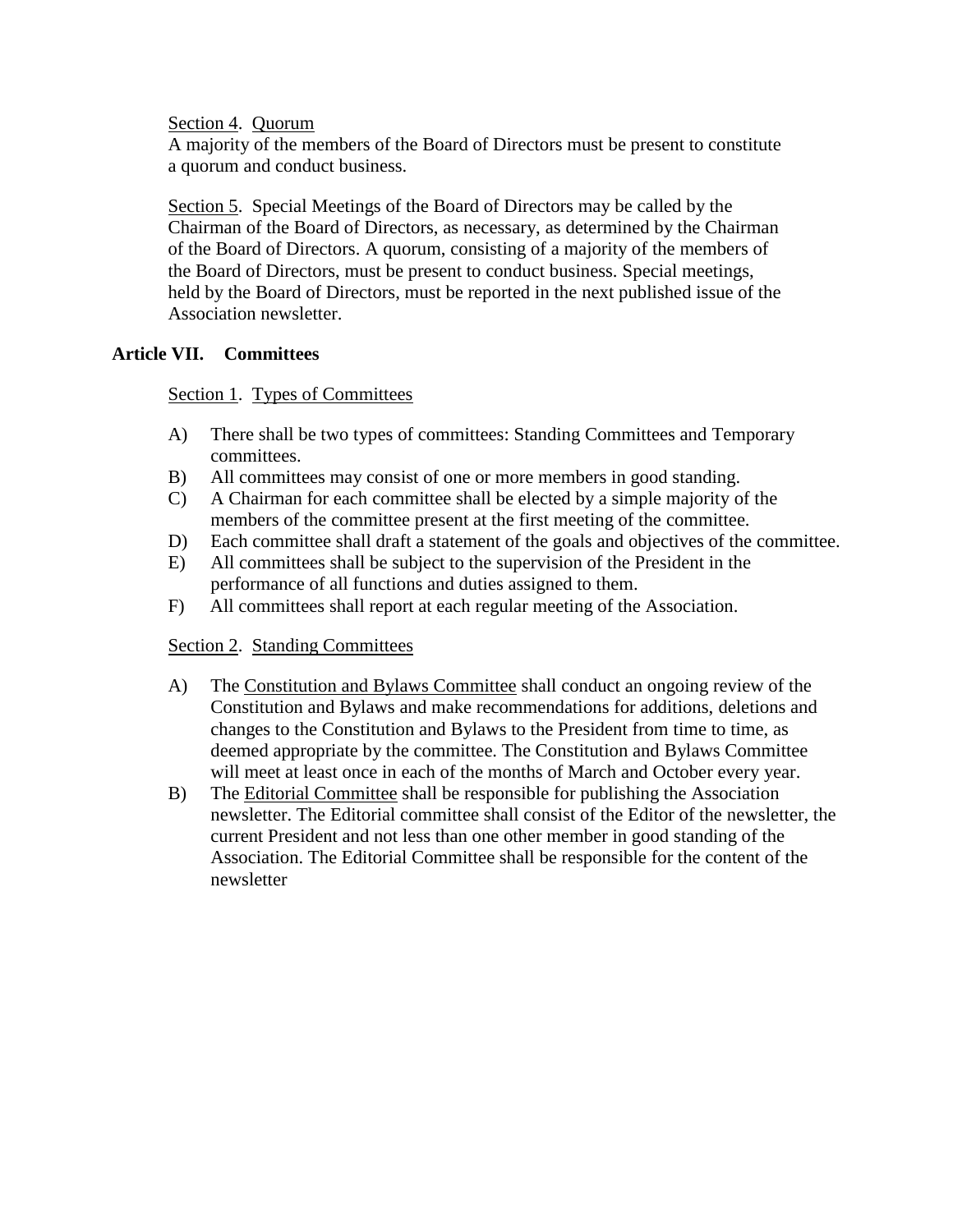Section 4. Quorum
A majority of the members of the Board of Directors must be present to constitute a quorum and conduct business.

Section 5. Special Meetings of the Board of Directors may be called by the Chairman of the Board of Directors, as necessary, as determined by the Chairman of the Board of Directors. A quorum, consisting of a majority of the members of the Board of Directors, must be present to conduct business. Special meetings, held by the Board of Directors, must be reported in the next published issue of the Association newsletter.

## Article VII. Committees

Section 1. Types of Committees

A) There shall be two types of committees: Standing Committees and Temporary committees.
B) All committees may consist of one or more members in good standing.
C) A Chairman for each committee shall be elected by a simple majority of the members of the committee present at the first meeting of the committee.
D) Each committee shall draft a statement of the goals and objectives of the committee.
E) All committees shall be subject to the supervision of the President in the performance of all functions and duties assigned to them.
F) All committees shall report at each regular meeting of the Association.

Section 2. Standing Committees

A) The Constitution and Bylaws Committee shall conduct an ongoing review of the Constitution and Bylaws and make recommendations for additions, deletions and changes to the Constitution and Bylaws to the President from time to time, as deemed appropriate by the committee. The Constitution and Bylaws Committee will meet at least once in each of the months of March and October every year.
B) The Editorial Committee shall be responsible for publishing the Association newsletter. The Editorial committee shall consist of the Editor of the newsletter, the current President and not less than one other member in good standing of the Association. The Editorial Committee shall be responsible for the content of the newsletter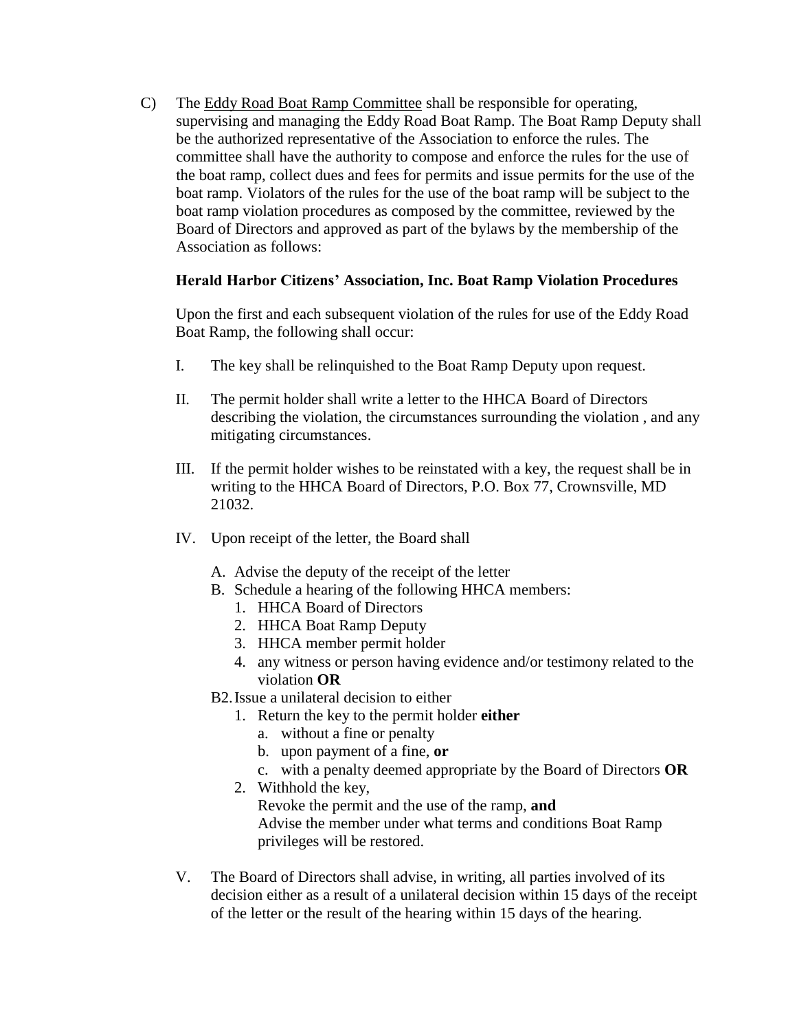C) The <u>Eddy Road Boat Ramp Committee</u> shall be responsible for operating, supervising and managing the Eddy Road Boat Ramp. The Boat Ramp Deputy shall be the authorized representative of the Association to enforce the rules. The committee shall have the authority to compose and enforce the rules for the use of the boat ramp, collect dues and fees for permits and issue permits for the use of the boat ramp. Violators of the rules for the use of the boat ramp will be subject to the boat ramp violation procedures as composed by the committee, reviewed by the Board of Directors and approved as part of the bylaws by the membership of the Association as follows:

**Herald Harbor Citizens' Association, Inc. Boat Ramp Violation Procedures**

Upon the first and each subsequent violation of the rules for use of the Eddy Road Boat Ramp, the following shall occur:

I. The key shall be relinquished to the Boat Ramp Deputy upon request.

II. The permit holder shall write a letter to the HHCA Board of Directors describing the violation, the circumstances surrounding the violation , and any mitigating circumstances.

III. If the permit holder wishes to be reinstated with a key, the request shall be in writing to the HHCA Board of Directors, P.O. Box 77, Crownsville, MD 21032.

IV. Upon receipt of the letter, the Board shall

   A. Advise the deputy of the receipt of the letter
   B. Schedule a hearing of the following HHCA members:
      1. HHCA Board of Directors
      2. HHCA Boat Ramp Deputy
      3. HHCA member permit holder
      4. any witness or person having evidence and/or testimony related to the violation **OR**

   B2. Issue a unilateral decision to either
      1. Return the key to the permit holder **either**
         a. without a fine or penalty
         b. upon payment of a fine, **or**
         c. with a penalty deemed appropriate by the Board of Directors **OR**
      2. Withhold the key,
         Revoke the permit and the use of the ramp, **and**
         Advise the member under what terms and conditions Boat Ramp privileges will be restored.

V. The Board of Directors shall advise, in writing, all parties involved of its decision either as a result of a unilateral decision within 15 days of the receipt of the letter or the result of the hearing within 15 days of the hearing.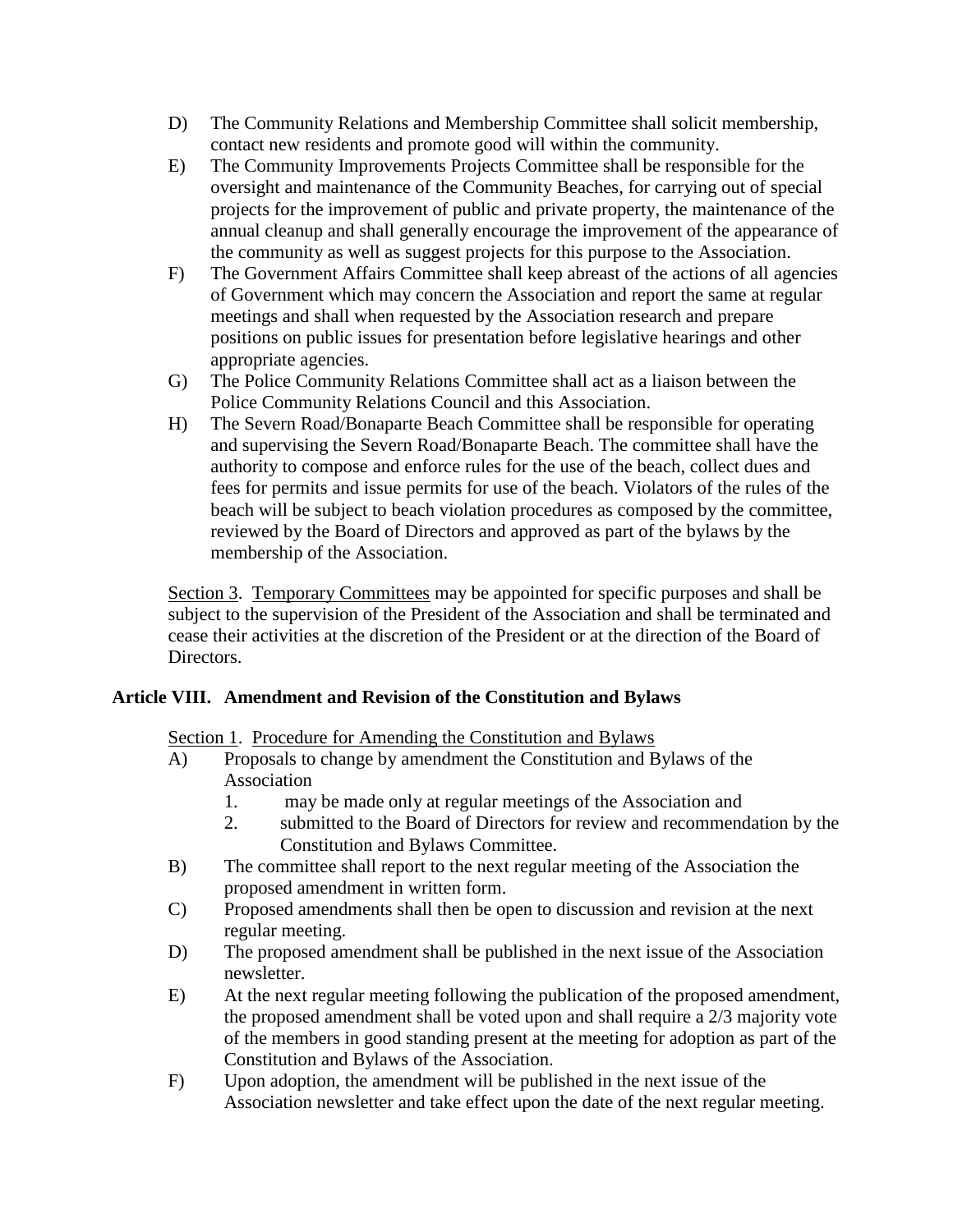D) The Community Relations and Membership Committee shall solicit membership, contact new residents and promote good will within the community.

E) The Community Improvements Projects Committee shall be responsible for the oversight and maintenance of the Community Beaches, for carrying out of special projects for the improvement of public and private property, the maintenance of the annual cleanup and shall generally encourage the improvement of the appearance of the community as well as suggest projects for this purpose to the Association.

F) The Government Affairs Committee shall keep abreast of the actions of all agencies of Government which may concern the Association and report the same at regular meetings and shall when requested by the Association research and prepare positions on public issues for presentation before legislative hearings and other appropriate agencies.

G) The Police Community Relations Committee shall act as a liaison between the Police Community Relations Council and this Association.

H) The Severn Road/Bonaparte Beach Committee shall be responsible for operating and supervising the Severn Road/Bonaparte Beach. The committee shall have the authority to compose and enforce rules for the use of the beach, collect dues and fees for permits and issue permits for use of the beach. Violators of the rules of the beach will be subject to beach violation procedures as composed by the committee, reviewed by the Board of Directors and approved as part of the bylaws by the membership of the Association.

<u>Section 3</u>. <u>Temporary Committees</u> may be appointed for specific purposes and shall be subject to the supervision of the President of the Association and shall be terminated and cease their activities at the discretion of the President or at the direction of the Board of Directors.

## Article VIII. Amendment and Revision of the Constitution and Bylaws

<u>Section 1</u>. <u>Procedure for Amending the Constitution and Bylaws</u>

A) Proposals to change by amendment the Constitution and Bylaws of the Association
   1. may be made only at regular meetings of the Association and
   2. submitted to the Board of Directors for review and recommendation by the Constitution and Bylaws Committee.

B) The committee shall report to the next regular meeting of the Association the proposed amendment in written form.

C) Proposed amendments shall then be open to discussion and revision at the next regular meeting.

D) The proposed amendment shall be published in the next issue of the Association newsletter.

E) At the next regular meeting following the publication of the proposed amendment, the proposed amendment shall be voted upon and shall require a 2/3 majority vote of the members in good standing present at the meeting for adoption as part of the Constitution and Bylaws of the Association.

F) Upon adoption, the amendment will be published in the next issue of the Association newsletter and take effect upon the date of the next regular meeting.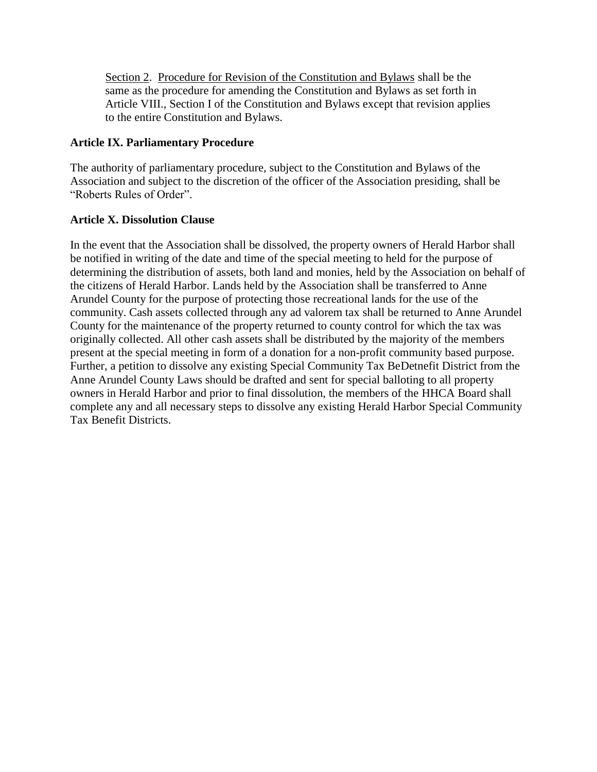Section 2. Procedure for Revision of the Constitution and Bylaws shall be the same as the procedure for amending the Constitution and Bylaws as set forth in Article VIII., Section I of the Constitution and Bylaws except that revision applies to the entire Constitution and Bylaws.

**Article IX. Parliamentary Procedure**

The authority of parliamentary procedure, subject to the Constitution and Bylaws of the Association and subject to the discretion of the officer of the Association presiding, shall be "Roberts Rules of Order".

**Article X. Dissolution Clause**

In the event that the Association shall be dissolved, the property owners of Herald Harbor shall be notified in writing of the date and time of the special meeting to held for the purpose of determining the distribution of assets, both land and monies, held by the Association on behalf of the citizens of Herald Harbor. Lands held by the Association shall be transferred to Anne Arundel County for the purpose of protecting those recreational lands for the use of the community. Cash assets collected through any ad valorem tax shall be returned to Anne Arundel County for the maintenance of the property returned to county control for which the tax was originally collected. All other cash assets shall be distributed by the majority of the members present at the special meeting in form of a donation for a non-profit community based purpose. Further, a petition to dissolve any existing Special Community Tax BeDetnefit District from the Anne Arundel County Laws should be drafted and sent for special balloting to all property owners in Herald Harbor and prior to final dissolution, the members of the HHCA Board shall complete any and all necessary steps to dissolve any existing Herald Harbor Special Community Tax Benefit Districts.